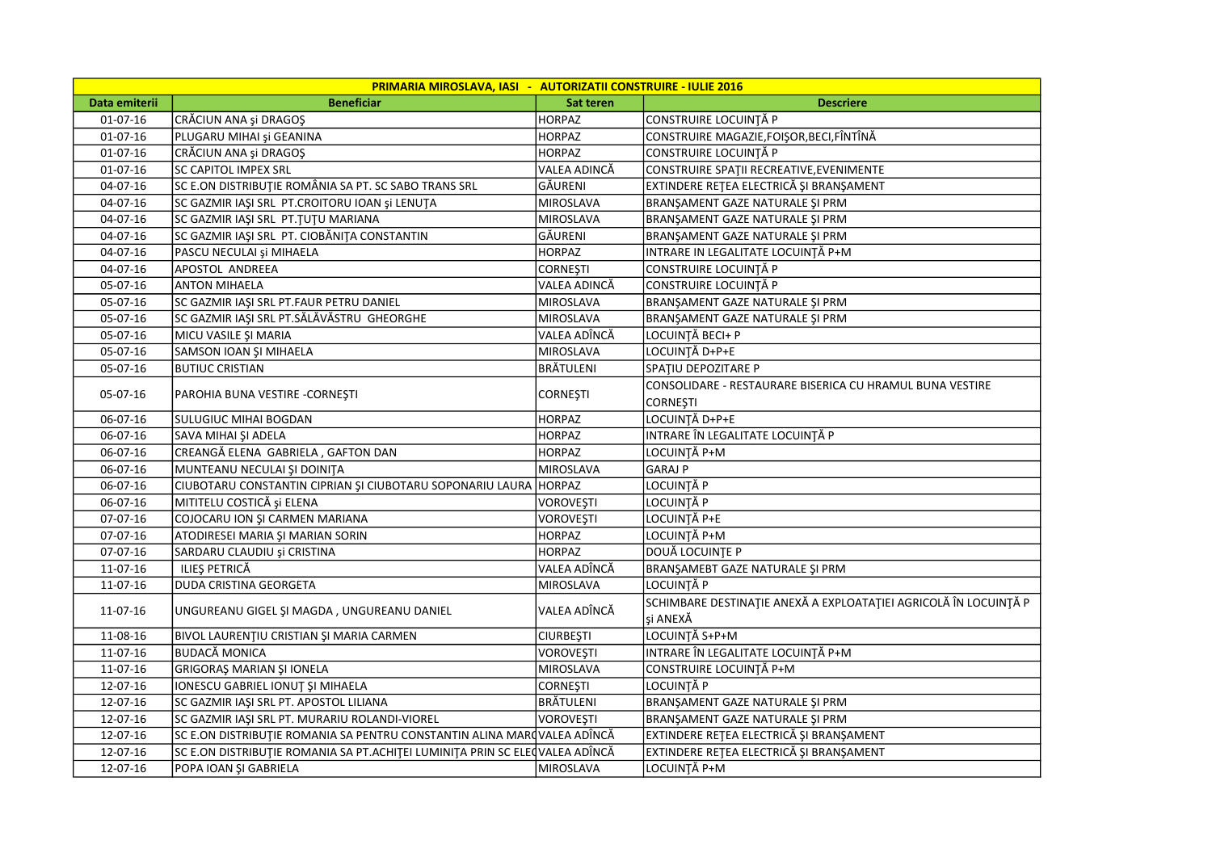| PRIMARIA MIROSLAVA, IASI - AUTORIZATII CONSTRUIRE - IULIE 2016 | | | |
|---|---|---|---|
| **Data emiterii** | **Beneficiar** | **Sat teren** | **Descriere** |
| 01-07-16 | CRĂCIUN ANA şi DRAGOŞ | HORPAZ | CONSTRUIRE LOCUINŢĂ P |
| 01-07-16 | PLUGARU MIHAI şi GEANINA | HORPAZ | CONSTRUIRE MAGAZIE,FOIŞOR,BECI,FÎNTÎNĂ |
| 01-07-16 | CRĂCIUN ANA şi DRAGOŞ | HORPAZ | CONSTRUIRE LOCUINŢĂ P |
| 01-07-16 | SC CAPITOL IMPEX SRL | VALEA ADINCĂ | CONSTRUIRE SPAŢII RECREATIVE,EVENIMENTE |
| 04-07-16 | SC E.ON DISTRIBUŢIE ROMÂNIA SA PT. SC SABO TRANS SRL | GĂURENI | EXTINDERE REŢEA ELECTRICĂ ŞI BRANŞAMENT |
| 04-07-16 | SC GAZMIR IAŞI SRL PT.CROITORU IOAN şi LENUŢA | MIROSLAVA | BRANŞAMENT GAZE NATURALE ŞI PRM |
| 04-07-16 | SC GAZMIR IAŞI SRL PT.ŢUŢU MARIANA | MIROSLAVA | BRANŞAMENT GAZE NATURALE ŞI PRM |
| 04-07-16 | SC GAZMIR IAŞI SRL PT. CIOBĂNIŢA CONSTANTIN | GĂURENI | BRANŞAMENT GAZE NATURALE ŞI PRM |
| 04-07-16 | PASCU NECULAI şi MIHAELA | HORPAZ | INTRARE IN LEGALITATE LOCUINŢĂ P+M |
| 04-07-16 | APOSTOL ANDREEA | CORNEŞTI | CONSTRUIRE LOCUINŢĂ P |
| 05-07-16 | ANTON MIHAELA | VALEA ADINCĂ | CONSTRUIRE LOCUINŢĂ P |
| 05-07-16 | SC GAZMIR IAŞI SRL PT.FAUR PETRU DANIEL | MIROSLAVA | BRANŞAMENT GAZE NATURALE ŞI PRM |
| 05-07-16 | SC GAZMIR IAŞI SRL PT.SĂLĂVĂSTRU GHEORGHE | MIROSLAVA | BRANŞAMENT GAZE NATURALE ŞI PRM |
| 05-07-16 | MICU VASILE ŞI MARIA | VALEA ADÎNCĂ | LOCUINŢĂ BECI+ P |
| 05-07-16 | SAMSON IOAN ŞI MIHAELA | MIROSLAVA | LOCUINŢĂ D+P+E |
| 05-07-16 | BUTIUC CRISTIAN | BRĂTULENI | SPAŢIU DEPOZITARE P |
| 05-07-16 | PAROHIA BUNA VESTIRE -CORNEŞTI | CORNEŞTI | CONSOLIDARE - RESTAURARE BISERICA CU HRAMUL BUNA VESTIRE CORNEŞTI |
| 06-07-16 | SULUGIUC MIHAI BOGDAN | HORPAZ | LOCUINŢĂ D+P+E |
| 06-07-16 | SAVA MIHAI ŞI ADELA | HORPAZ | INTRARE ÎN LEGALITATE LOCUINŢĂ P |
| 06-07-16 | CREANGĂ ELENA GABRIELA , GAFTON DAN | HORPAZ | LOCUINŢĂ P+M |
| 06-07-16 | MUNTEANU NECULAI ŞI DOINIŢA | MIROSLAVA | GARAJ P |
| 06-07-16 | CIUBOTARU CONSTANTIN CIPRIAN ŞI CIUBOTARU SOPONARIU LAURA | HORPAZ | LOCUINŢĂ P |
| 06-07-16 | MITITELU COSTICĂ şi ELENA | VOROVEŞTI | LOCUINŢĂ P |
| 07-07-16 | COJOCARU ION ŞI CARMEN MARIANA | VOROVEŞTI | LOCUINŢĂ P+E |
| 07-07-16 | ATODIRESEI MARIA ŞI MARIAN SORIN | HORPAZ | LOCUINŢĂ P+M |
| 07-07-16 | SARDARU CLAUDIU şi CRISTINA | HORPAZ | DOUĂ LOCUINŢE P |
| 11-07-16 | ILIEŞ PETRICĂ | VALEA ADÎNCĂ | BRANŞAMEBT GAZE NATURALE ŞI PRM |
| 11-07-16 | DUDA CRISTINA GEORGETA | MIROSLAVA | LOCUINŢĂ P |
| 11-07-16 | UNGUREANU GIGEL ŞI MAGDA , UNGUREANU DANIEL | VALEA ADÎNCĂ | SCHIMBARE DESTINAŢIE ANEXĂ A EXPLOATAŢIEI AGRICOLĂ ÎN LOCUINŢĂ P şi ANEXĂ |
| 11-08-16 | BIVOL LAURENŢIU CRISTIAN ŞI MARIA CARMEN | CIURBEŞTI | LOCUINŢĂ S+P+M |
| 11-07-16 | BUDACĂ MONICA | VOROVEŞTI | INTRARE ÎN LEGALITATE LOCUINŢĂ P+M |
| 11-07-16 | GRIGORAŞ MARIAN ŞI IONELA | MIROSLAVA | CONSTRUIRE LOCUINŢĂ P+M |
| 12-07-16 | IONESCU GABRIEL IONUŢ ŞI MIHAELA | CORNEŞTI | LOCUINŢĂ P |
| 12-07-16 | SC GAZMIR IAŞI SRL PT. APOSTOL LILIANA | BRĂTULENI | BRANŞAMENT GAZE NATURALE ŞI PRM |
| 12-07-16 | SC GAZMIR IAŞI SRL PT. MURARIU ROLANDI-VIOREL | VOROVEŞTI | BRANŞAMENT GAZE NATURALE ŞI PRM |
| 12-07-16 | SC E.ON DISTRIBUŢIE ROMANIA SA PENTRU CONSTANTIN ALINA MAR | VALEA ADÎNCĂ | EXTINDERE REŢEA ELECTRICĂ ŞI BRANŞAMENT |
| 12-07-16 | SC E.ON DISTRIBUŢIE ROMANIA SA PT.ACHIŢEI LUMINIŢA PRIN SC ELE | VALEA ADÎNCĂ | EXTINDERE REŢEA ELECTRICĂ ŞI BRANŞAMENT |
| 12-07-16 | POPA IOAN ŞI GABRIELA | MIROSLAVA | LOCUINŢĂ P+M |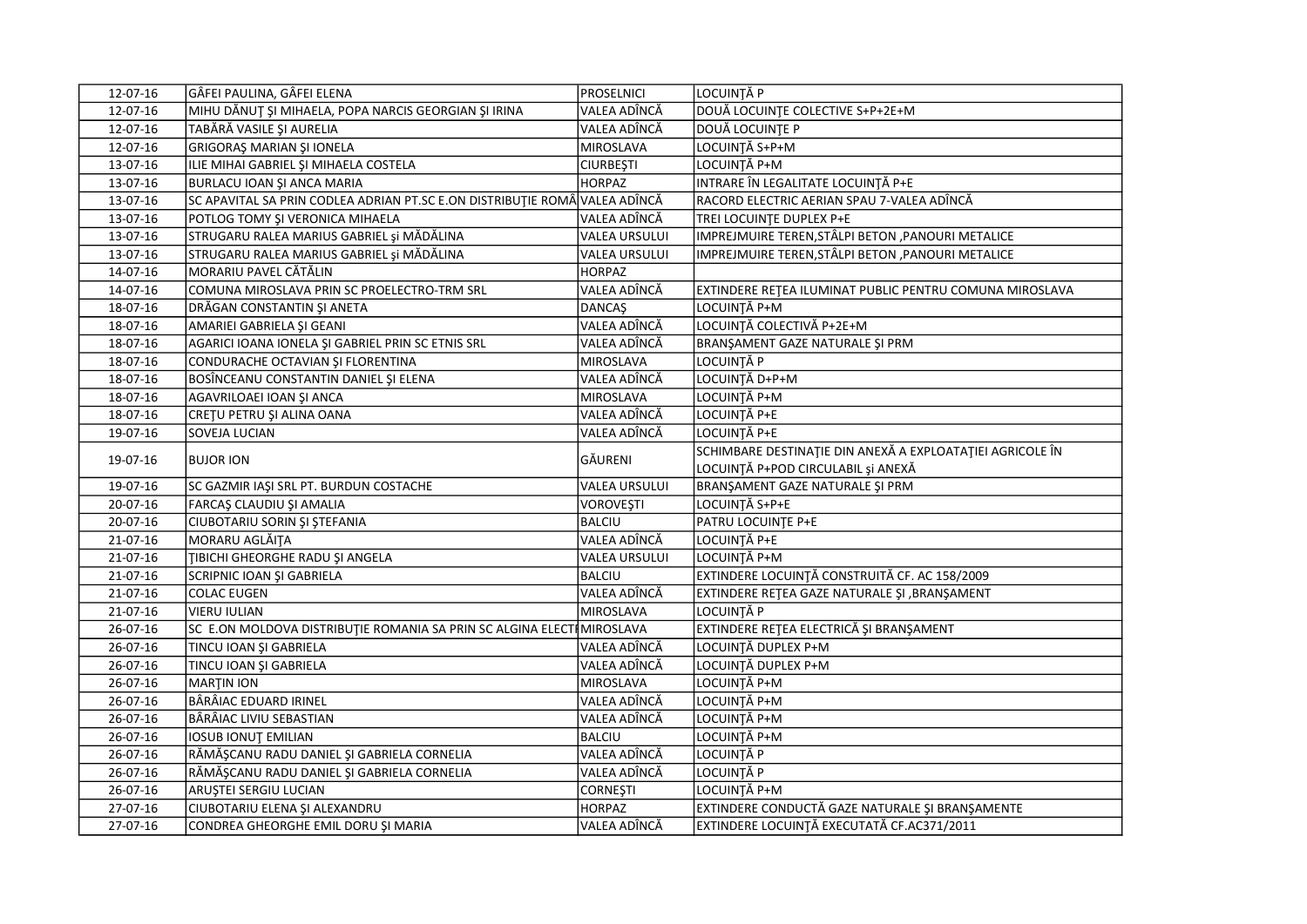| | | | |
|---|---|---|---|
| 12-07-16 | GÂFEI PAULINA, GÂFEI ELENA | PROSELNICI | LOCUINŢĂ P |
| 12-07-16 | MIHU DĂNUŢ ŞI MIHAELA, POPA NARCIS GEORGIAN ŞI IRINA | VALEA ADÎNCĂ | DOUĂ LOCUINŢE COLECTIVE S+P+2E+M |
| 12-07-16 | TABĂRĂ VASILE ŞI AURELIA | VALEA ADÎNCĂ | DOUĂ LOCUINŢE P |
| 12-07-16 | GRIGORAŞ MARIAN ŞI IONELA | MIROSLAVA | LOCUINŢĂ S+P+M |
| 13-07-16 | ILIE MIHAI GABRIEL ŞI MIHAELA COSTELA | CIURBEŞTI | LOCUINŢĂ P+M |
| 13-07-16 | BURLACU IOAN ŞI ANCA MARIA | HORPAZ | INTRARE ÎN LEGALITATE LOCUINŢĂ P+E |
| 13-07-16 | SC APAVITAL SA PRIN CODLEA ADRIAN PT.SC E.ON DISTRIBUŢIE ROMÂ | VALEA ADÎNCĂ | RACORD ELECTRIC AERIAN SPAU 7-VALEA ADÎNCĂ |
| 13-07-16 | POTLOG TOMY ŞI VERONICA MIHAELA | VALEA ADÎNCĂ | TREI LOCUINŢE DUPLEX P+E |
| 13-07-16 | STRUGARU RALEA MARIUS GABRIEL şi MĂDĂLINA | VALEA URSULUI | IMPREJMUIRE TEREN,STÂLPI BETON ,PANOURI METALICE |
| 13-07-16 | STRUGARU RALEA MARIUS GABRIEL şi MĂDĂLINA | VALEA URSULUI | IMPREJMUIRE TEREN,STÂLPI BETON ,PANOURI METALICE |
| 14-07-16 | MORARIU PAVEL CĂTĂLIN | HORPAZ | |
| 14-07-16 | COMUNA MIROSLAVA PRIN SC PROELECTRO-TRM SRL | VALEA ADÎNCĂ | EXTINDERE REŢEA ILUMINAT PUBLIC PENTRU COMUNA MIROSLAVA |
| 18-07-16 | DRĂGAN CONSTANTIN ŞI ANETA | DANCAŞ | LOCUINŢĂ P+M |
| 18-07-16 | AMARIEI GABRIELA ŞI GEANI | VALEA ADÎNCĂ | LOCUINŢĂ COLECTIVĂ P+2E+M |
| 18-07-16 | AGARICI IOANA IONELA ŞI GABRIEL PRIN SC ETNIS SRL | VALEA ADÎNCĂ | BRANŞAMENT GAZE NATURALE ŞI PRM |
| 18-07-16 | CONDURACHE OCTAVIAN ŞI FLORENTINA | MIROSLAVA | LOCUINŢĂ P |
| 18-07-16 | BOSÎNCEANU CONSTANTIN DANIEL ŞI ELENA | VALEA ADÎNCĂ | LOCUINŢĂ D+P+M |
| 18-07-16 | AGAVRILOAEI IOAN ŞI ANCA | MIROSLAVA | LOCUINŢĂ P+M |
| 18-07-16 | CREŢU PETRU ŞI ALINA OANA | VALEA ADÎNCĂ | LOCUINŢĂ P+E |
| 19-07-16 | SOVEJA LUCIAN | VALEA ADÎNCĂ | LOCUINŢĂ P+E |
| 19-07-16 | BUJOR ION | GĂURENI | SCHIMBARE DESTINAŢIE DIN ANEXĂ A EXPLOATAŢIEI AGRICOLE ÎN LOCUINŢĂ P+POD CIRCULABIL şi ANEXĂ |
| 19-07-16 | SC GAZMIR IAŞI SRL PT. BURDUN COSTACHE | VALEA URSULUI | BRANŞAMENT GAZE NATURALE ŞI PRM |
| 20-07-16 | FARCAŞ CLAUDIU ŞI AMALIA | VOROVEŞTI | LOCUINŢĂ S+P+E |
| 20-07-16 | CIUBOTARIU SORIN ŞI ŞTEFANIA | BALCIU | PATRU LOCUINŢE P+E |
| 21-07-16 | MORARU AGLĂIŢA | VALEA ADÎNCĂ | LOCUINŢĂ P+E |
| 21-07-16 | ŢIBICHI GHEORGHE RADU ŞI ANGELA | VALEA URSULUI | LOCUINŢĂ P+M |
| 21-07-16 | SCRIPNIC IOAN ŞI GABRIELA | BALCIU | EXTINDERE LOCUINŢĂ CONSTRUITĂ CF. AC 158/2009 |
| 21-07-16 | COLAC EUGEN | VALEA ADÎNCĂ | EXTINDERE REŢEA GAZE NATURALE ŞI ,BRANŞAMENT |
| 21-07-16 | VIERU IULIAN | MIROSLAVA | LOCUINŢĂ P |
| 26-07-16 | SC E.ON MOLDOVA DISTRIBUŢIE ROMANIA SA PRIN SC ALGINA ELECTI | MIROSLAVA | EXTINDERE REŢEA ELECTRICĂ ŞI BRANŞAMENT |
| 26-07-16 | TINCU IOAN ŞI GABRIELA | VALEA ADÎNCĂ | LOCUINŢĂ DUPLEX P+M |
| 26-07-16 | TINCU IOAN ŞI GABRIELA | VALEA ADÎNCĂ | LOCUINŢĂ DUPLEX P+M |
| 26-07-16 | MARŢIN ION | MIROSLAVA | LOCUINŢĂ P+M |
| 26-07-16 | BÂRÂIAC EDUARD IRINEL | VALEA ADÎNCĂ | LOCUINŢĂ P+M |
| 26-07-16 | BÂRÂIAC LIVIU SEBASTIAN | VALEA ADÎNCĂ | LOCUINŢĂ P+M |
| 26-07-16 | IOSUB IONUŢ EMILIAN | BALCIU | LOCUINŢĂ P+M |
| 26-07-16 | RĂMĂŞCANU RADU DANIEL ŞI GABRIELA CORNELIA | VALEA ADÎNCĂ | LOCUINŢĂ P |
| 26-07-16 | RĂMĂŞCANU RADU DANIEL ŞI GABRIELA CORNELIA | VALEA ADÎNCĂ | LOCUINŢĂ P |
| 26-07-16 | ARUŞTEI SERGIU LUCIAN | CORNEŞTI | LOCUINŢĂ P+M |
| 27-07-16 | CIUBOTARIU ELENA ŞI ALEXANDRU | HORPAZ | EXTINDERE CONDUCTĂ GAZE NATURALE ŞI BRANŞAMENTE |
| 27-07-16 | CONDREA GHEORGHE EMIL DORU ŞI MARIA | VALEA ADÎNCĂ | EXTINDERE LOCUINŢĂ EXECUTATĂ CF.AC371/2011 |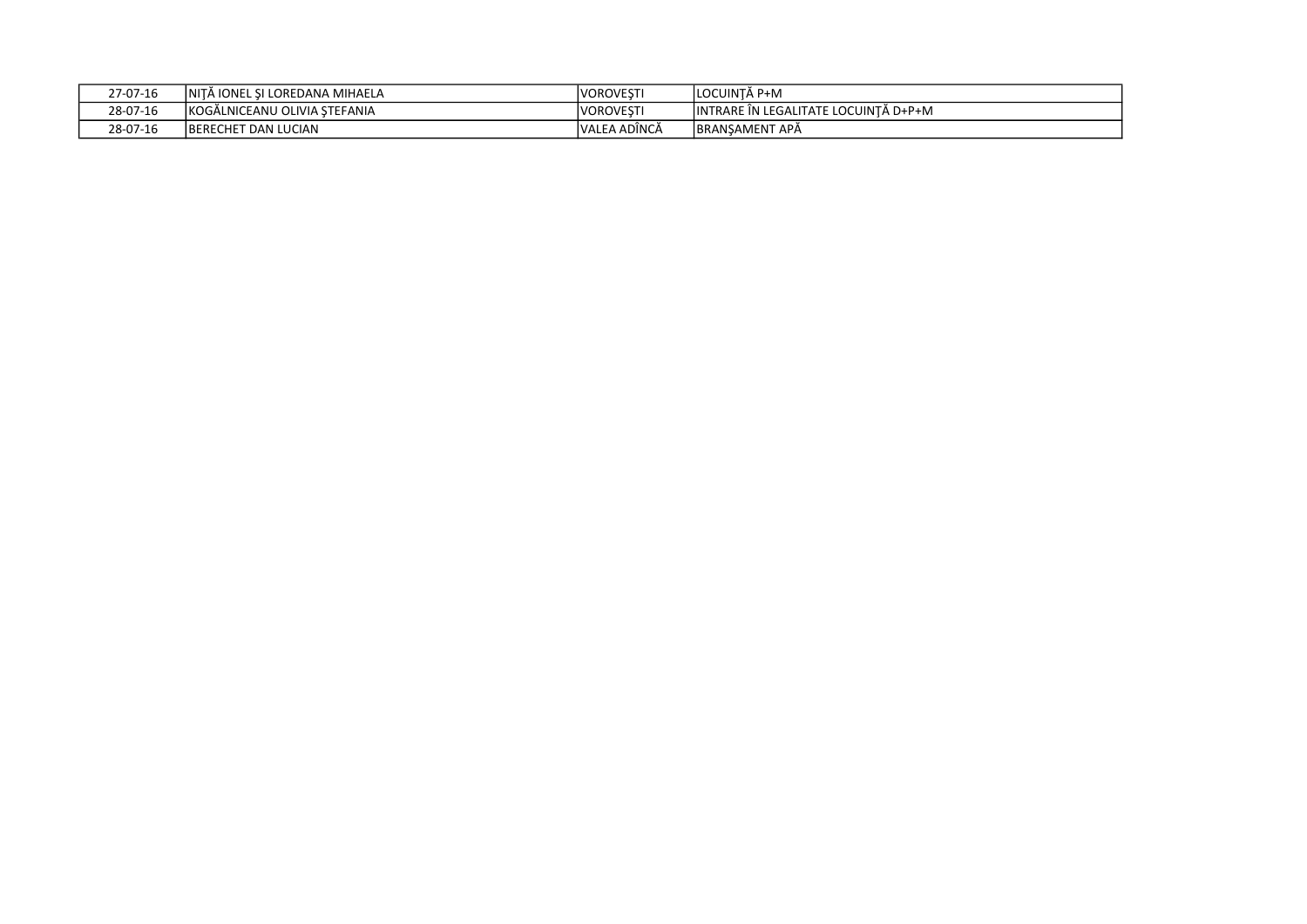| | | | |
|---|---|---|---|
| 27-07-16 | NIȚĂ IONEL ȘI LOREDANA MIHAELA | VOROVEȘTI | LOCUINȚĂ P+M |
| 28-07-16 | KOGĂLNICEANU OLIVIA ȘTEFANIA | VOROVEȘTI | INTRARE ÎN LEGALITATE LOCUINȚĂ D+P+M |
| 28-07-16 | BERECHET DAN LUCIAN | VALEA ADÎNCĂ | BRANȘAMENT APĂ |